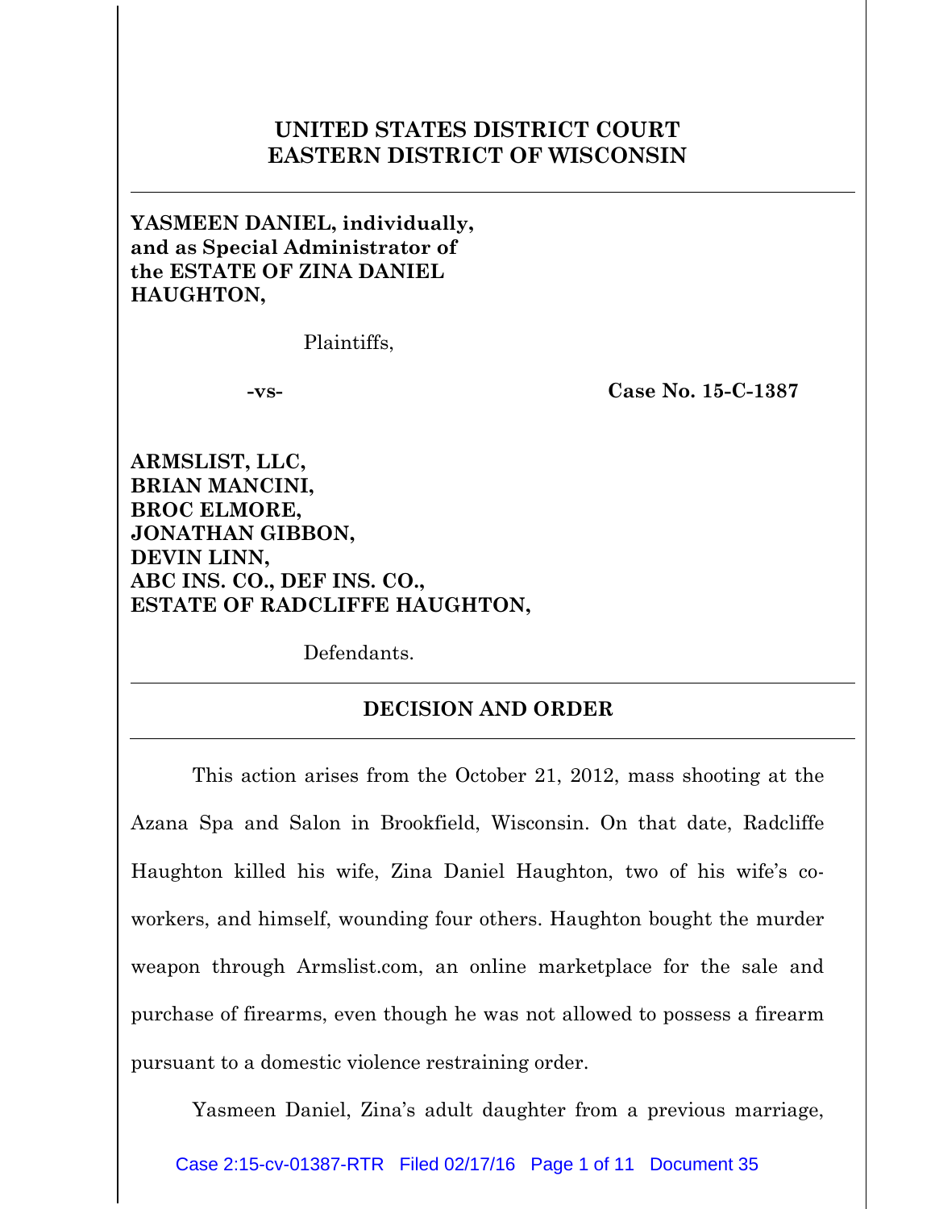**UNITED STATES DISTRICT COURT**
**EASTERN DISTRICT OF WISCONSIN**

---

**YASMEEN DANIEL, individually, and as Special Administrator of the ESTATE OF ZINA DANIEL HAUGHTON,**

Plaintiffs,

**-vs-** **Case No. 15-C-1387**

**ARMSLIST, LLC,**
**BRIAN MANCINI,**
**BROC ELMORE,**
**JONATHAN GIBBON,**
**DEVIN LINN,**
**ABC INS. CO., DEF INS. CO.,**
**ESTATE OF RADCLIFFE HAUGHTON,**

Defendants.

---

**DECISION AND ORDER**

---

This action arises from the October 21, 2012, mass shooting at the Azana Spa and Salon in Brookfield, Wisconsin. On that date, Radcliffe Haughton killed his wife, Zina Daniel Haughton, two of his wife's co-workers, and himself, wounding four others. Haughton bought the murder weapon through Armslist.com, an online marketplace for the sale and purchase of firearms, even though he was not allowed to possess a firearm pursuant to a domestic violence restraining order.

Yasmeen Daniel, Zina's adult daughter from a previous marriage,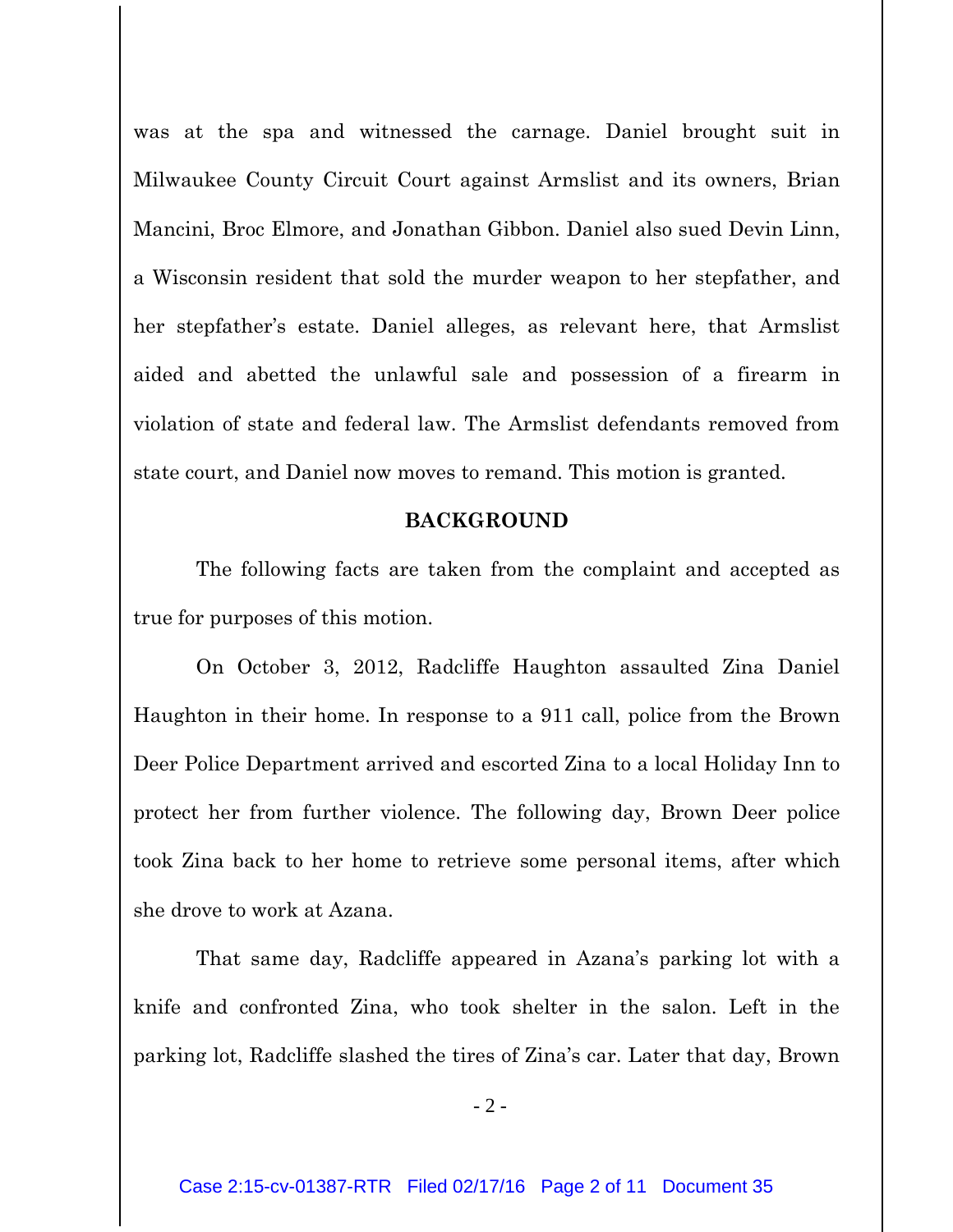was at the spa and witnessed the carnage. Daniel brought suit in Milwaukee County Circuit Court against Armslist and its owners, Brian Mancini, Broc Elmore, and Jonathan Gibbon. Daniel also sued Devin Linn, a Wisconsin resident that sold the murder weapon to her stepfather, and her stepfather's estate. Daniel alleges, as relevant here, that Armslist aided and abetted the unlawful sale and possession of a firearm in violation of state and federal law. The Armslist defendants removed from state court, and Daniel now moves to remand. This motion is granted.

**BACKGROUND**

The following facts are taken from the complaint and accepted as true for purposes of this motion.

On October 3, 2012, Radcliffe Haughton assaulted Zina Daniel Haughton in their home. In response to a 911 call, police from the Brown Deer Police Department arrived and escorted Zina to a local Holiday Inn to protect her from further violence. The following day, Brown Deer police took Zina back to her home to retrieve some personal items, after which she drove to work at Azana.

That same day, Radcliffe appeared in Azana's parking lot with a knife and confronted Zina, who took shelter in the salon. Left in the parking lot, Radcliffe slashed the tires of Zina's car. Later that day, Brown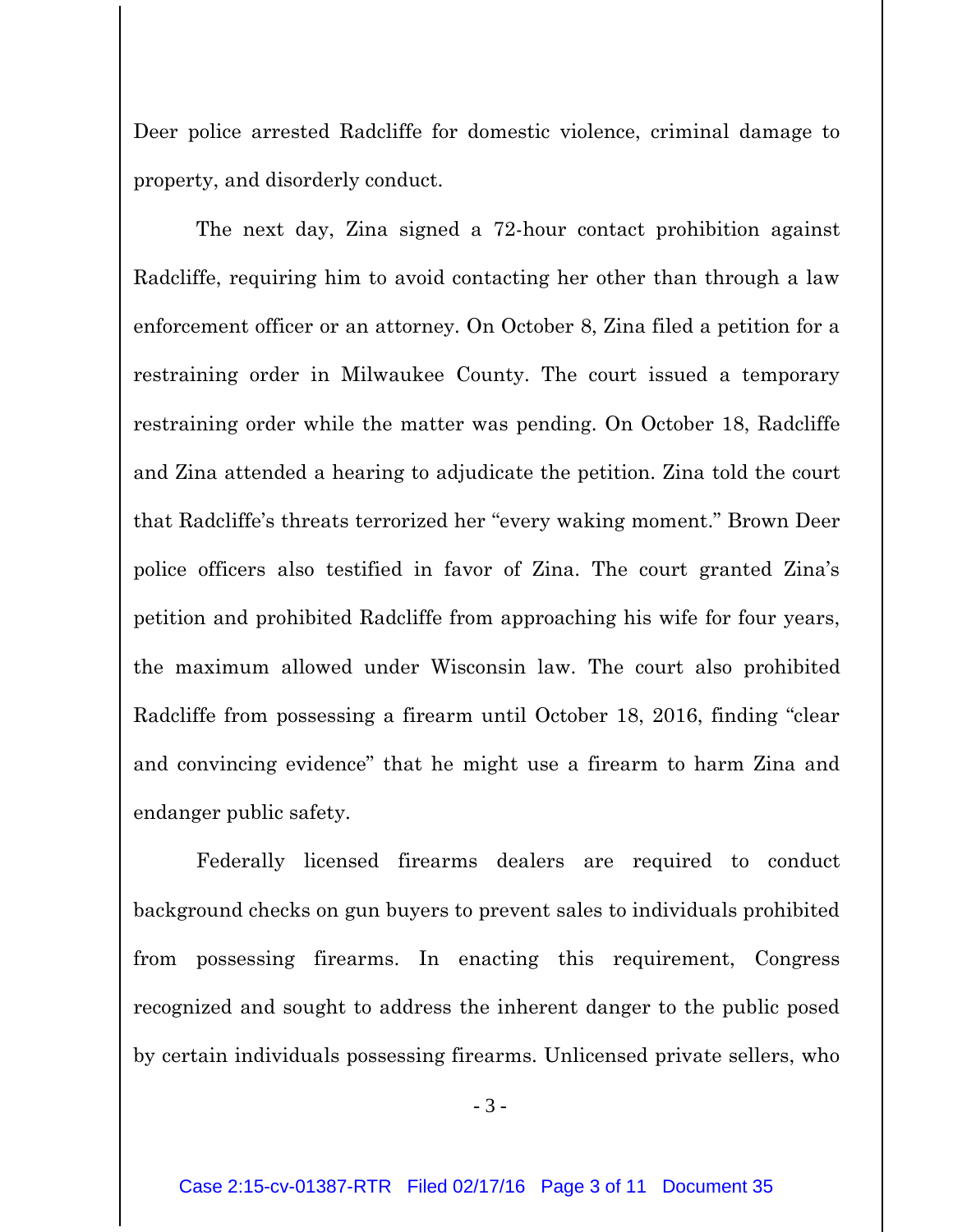Deer police arrested Radcliffe for domestic violence, criminal damage to property, and disorderly conduct.

The next day, Zina signed a 72-hour contact prohibition against Radcliffe, requiring him to avoid contacting her other than through a law enforcement officer or an attorney. On October 8, Zina filed a petition for a restraining order in Milwaukee County. The court issued a temporary restraining order while the matter was pending. On October 18, Radcliffe and Zina attended a hearing to adjudicate the petition. Zina told the court that Radcliffe's threats terrorized her "every waking moment." Brown Deer police officers also testified in favor of Zina. The court granted Zina's petition and prohibited Radcliffe from approaching his wife for four years, the maximum allowed under Wisconsin law. The court also prohibited Radcliffe from possessing a firearm until October 18, 2016, finding "clear and convincing evidence" that he might use a firearm to harm Zina and endanger public safety.

Federally licensed firearms dealers are required to conduct background checks on gun buyers to prevent sales to individuals prohibited from possessing firearms. In enacting this requirement, Congress recognized and sought to address the inherent danger to the public posed by certain individuals possessing firearms. Unlicensed private sellers, who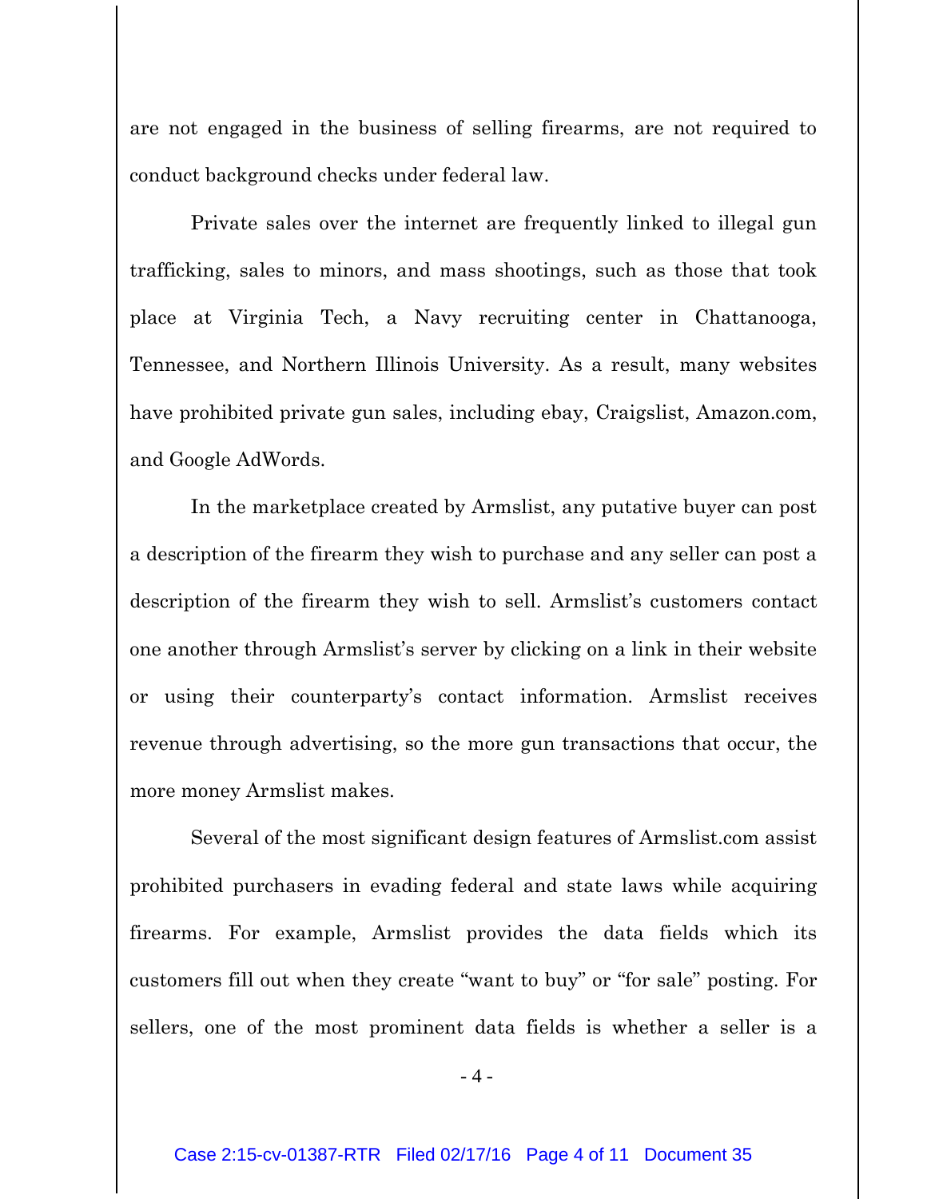are not engaged in the business of selling firearms, are not required to conduct background checks under federal law.

Private sales over the internet are frequently linked to illegal gun trafficking, sales to minors, and mass shootings, such as those that took place at Virginia Tech, a Navy recruiting center in Chattanooga, Tennessee, and Northern Illinois University. As a result, many websites have prohibited private gun sales, including ebay, Craigslist, Amazon.com, and Google AdWords.

In the marketplace created by Armslist, any putative buyer can post a description of the firearm they wish to purchase and any seller can post a description of the firearm they wish to sell. Armslist's customers contact one another through Armslist's server by clicking on a link in their website or using their counterparty's contact information. Armslist receives revenue through advertising, so the more gun transactions that occur, the more money Armslist makes.

Several of the most significant design features of Armslist.com assist prohibited purchasers in evading federal and state laws while acquiring firearms. For example, Armslist provides the data fields which its customers fill out when they create "want to buy" or "for sale" posting. For sellers, one of the most prominent data fields is whether a seller is a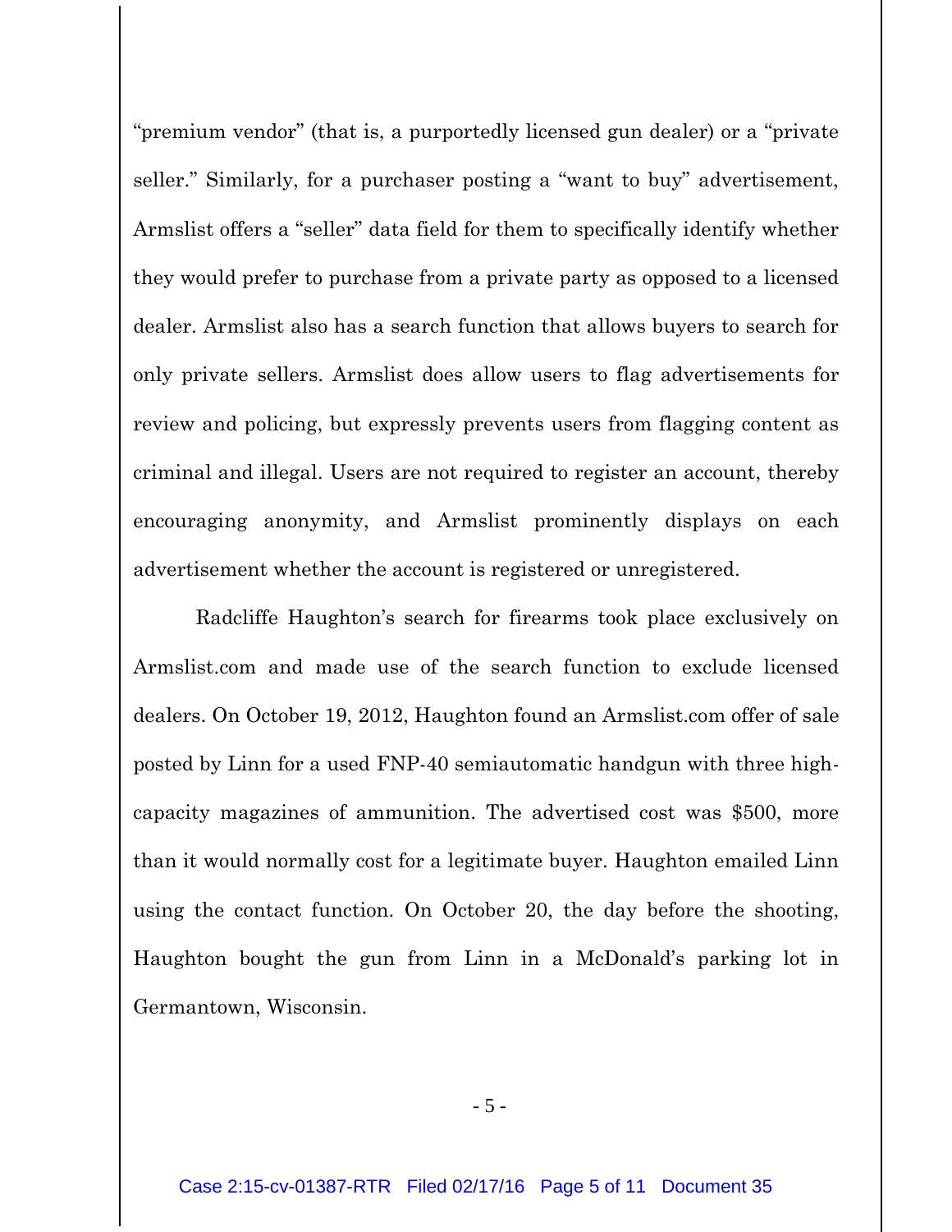"premium vendor" (that is, a purportedly licensed gun dealer) or a "private seller." Similarly, for a purchaser posting a "want to buy" advertisement, Armslist offers a "seller" data field for them to specifically identify whether they would prefer to purchase from a private party as opposed to a licensed dealer. Armslist also has a search function that allows buyers to search for only private sellers. Armslist does allow users to flag advertisements for review and policing, but expressly prevents users from flagging content as criminal and illegal. Users are not required to register an account, thereby encouraging anonymity, and Armslist prominently displays on each advertisement whether the account is registered or unregistered.

Radcliffe Haughton's search for firearms took place exclusively on Armslist.com and made use of the search function to exclude licensed dealers. On October 19, 2012, Haughton found an Armslist.com offer of sale posted by Linn for a used FNP-40 semiautomatic handgun with three high-capacity magazines of ammunition. The advertised cost was $500, more than it would normally cost for a legitimate buyer. Haughton emailed Linn using the contact function. On October 20, the day before the shooting, Haughton bought the gun from Linn in a McDonald's parking lot in Germantown, Wisconsin.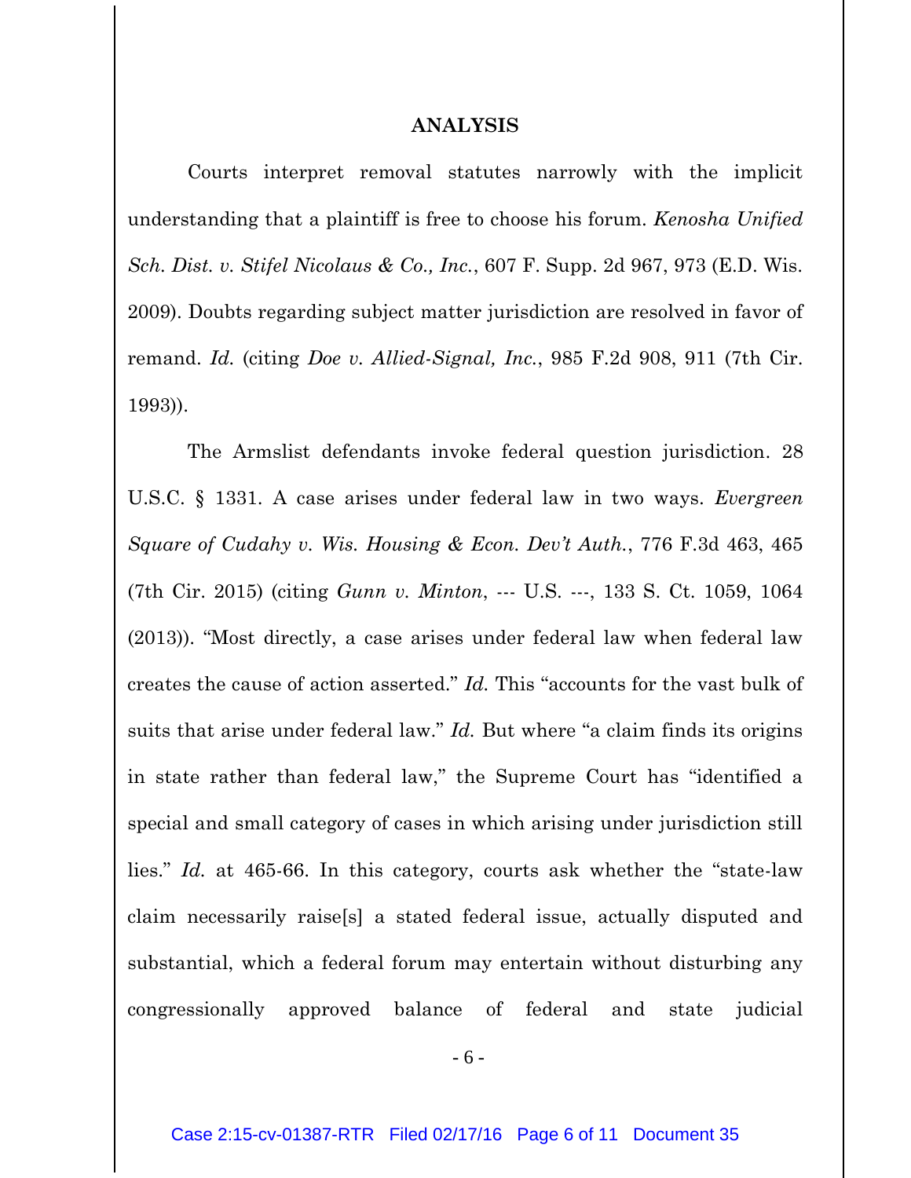**ANALYSIS**

Courts interpret removal statutes narrowly with the implicit understanding that a plaintiff is free to choose his forum. *Kenosha Unified Sch. Dist. v. Stifel Nicolaus & Co., Inc.*, 607 F. Supp. 2d 967, 973 (E.D. Wis. 2009). Doubts regarding subject matter jurisdiction are resolved in favor of remand. *Id.* (citing *Doe v. Allied-Signal, Inc.*, 985 F.2d 908, 911 (7th Cir. 1993)).

The Armslist defendants invoke federal question jurisdiction. 28 U.S.C. § 1331. A case arises under federal law in two ways. *Evergreen Square of Cudahy v. Wis. Housing & Econ. Dev't Auth.*, 776 F.3d 463, 465 (7th Cir. 2015) (citing *Gunn v. Minton*, --- U.S. ---, 133 S. Ct. 1059, 1064 (2013)). "Most directly, a case arises under federal law when federal law creates the cause of action asserted." *Id.* This "accounts for the vast bulk of suits that arise under federal law." *Id.* But where "a claim finds its origins in state rather than federal law," the Supreme Court has "identified a special and small category of cases in which arising under jurisdiction still lies." *Id.* at 465-66. In this category, courts ask whether the "state-law claim necessarily raise[s] a stated federal issue, actually disputed and substantial, which a federal forum may entertain without disturbing any congressionally approved balance of federal and state judicial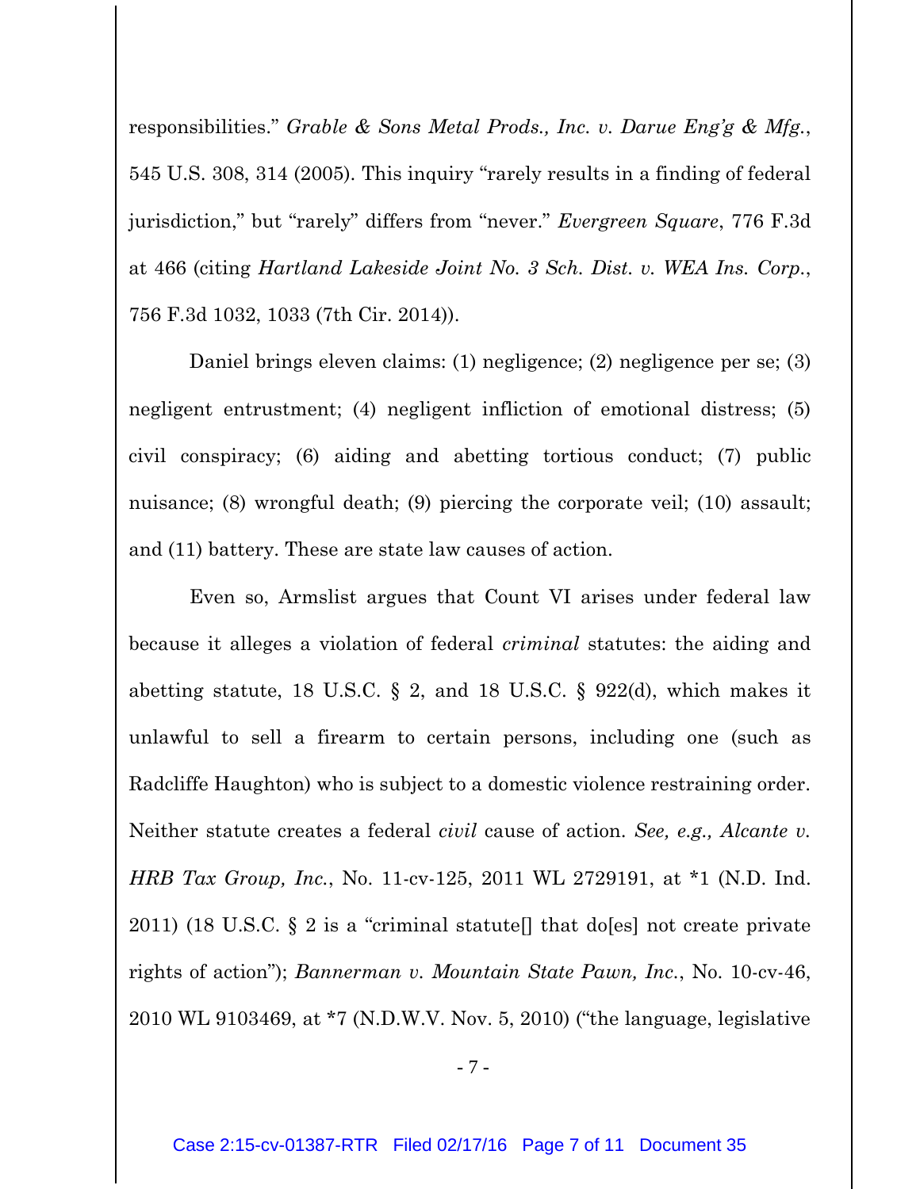responsibilities." *Grable & Sons Metal Prods., Inc. v. Darue Eng'g & Mfg.*, 545 U.S. 308, 314 (2005). This inquiry "rarely results in a finding of federal jurisdiction," but "rarely" differs from "never." *Evergreen Square*, 776 F.3d at 466 (citing *Hartland Lakeside Joint No. 3 Sch. Dist. v. WEA Ins. Corp.*, 756 F.3d 1032, 1033 (7th Cir. 2014)).

Daniel brings eleven claims: (1) negligence; (2) negligence per se; (3) negligent entrustment; (4) negligent infliction of emotional distress; (5) civil conspiracy; (6) aiding and abetting tortious conduct; (7) public nuisance; (8) wrongful death; (9) piercing the corporate veil; (10) assault; and (11) battery. These are state law causes of action.

Even so, Armslist argues that Count VI arises under federal law because it alleges a violation of federal *criminal* statutes: the aiding and abetting statute, 18 U.S.C. § 2, and 18 U.S.C. § 922(d), which makes it unlawful to sell a firearm to certain persons, including one (such as Radcliffe Haughton) who is subject to a domestic violence restraining order. Neither statute creates a federal *civil* cause of action. *See, e.g., Alcante v. HRB Tax Group, Inc.*, No. 11-cv-125, 2011 WL 2729191, at *1 (N.D. Ind. 2011) (18 U.S.C. § 2 is a "criminal statute[] that do[es] not create private rights of action"); *Bannerman v. Mountain State Pawn, Inc.*, No. 10-cv-46, 2010 WL 9103469, at *7 (N.D.W.V. Nov. 5, 2010) ("the language, legislative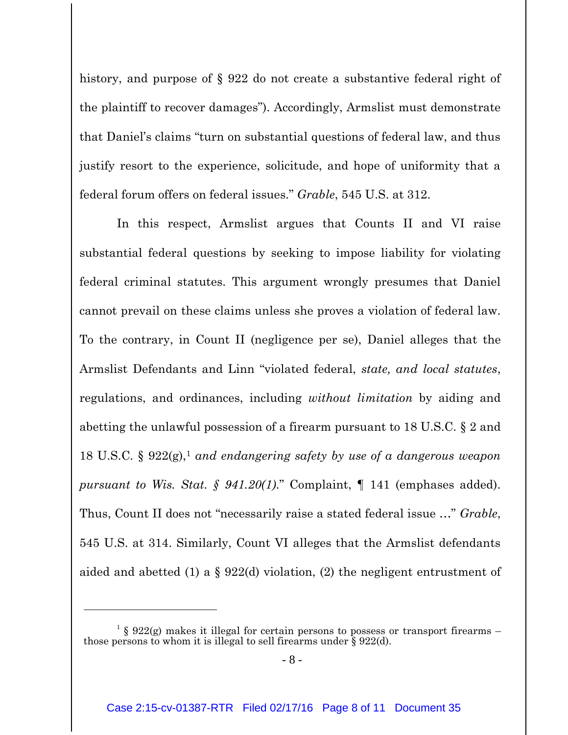history, and purpose of § 922 do not create a substantive federal right of the plaintiff to recover damages"). Accordingly, Armslist must demonstrate that Daniel's claims "turn on substantial questions of federal law, and thus justify resort to the experience, solicitude, and hope of uniformity that a federal forum offers on federal issues." *Grable*, 545 U.S. at 312.

In this respect, Armslist argues that Counts II and VI raise substantial federal questions by seeking to impose liability for violating federal criminal statutes. This argument wrongly presumes that Daniel cannot prevail on these claims unless she proves a violation of federal law. To the contrary, in Count II (negligence per se), Daniel alleges that the Armslist Defendants and Linn "violated federal, *state, and local statutes*, regulations, and ordinances, including *without limitation* by aiding and abetting the unlawful possession of a firearm pursuant to 18 U.S.C. § 2 and 18 U.S.C. § 922(g),[1] *and endangering safety by use of a dangerous weapon pursuant to Wis. Stat. § 941.20(1)*." Complaint, ¶ 141 (emphases added). Thus, Count II does not "necessarily raise a stated federal issue …" *Grable*, 545 U.S. at 314. Similarly, Count VI alleges that the Armslist defendants aided and abetted (1) a § 922(d) violation, (2) the negligent entrustment of

---

[1] § 922(g) makes it illegal for certain persons to possess or transport firearms – those persons to whom it is illegal to sell firearms under § 922(d).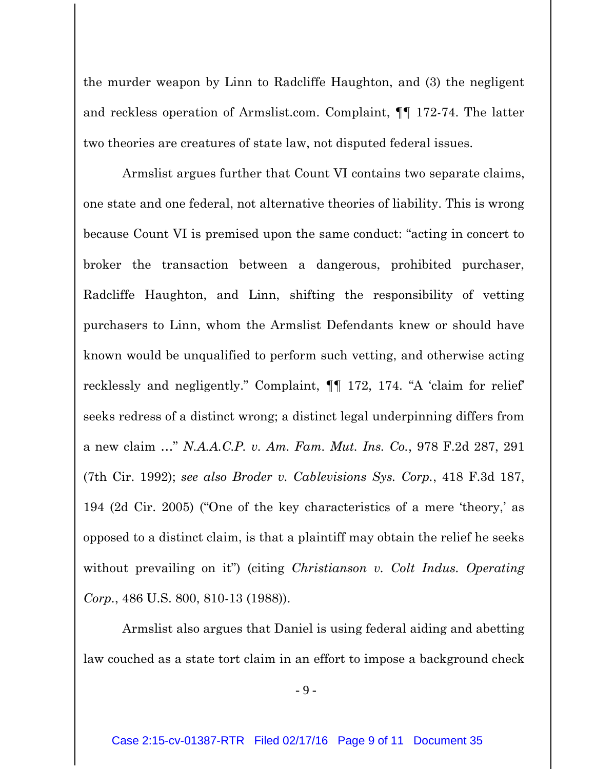the murder weapon by Linn to Radcliffe Haughton, and (3) the negligent and reckless operation of Armslist.com. Complaint, ¶¶ 172-74. The latter two theories are creatures of state law, not disputed federal issues.

Armslist argues further that Count VI contains two separate claims, one state and one federal, not alternative theories of liability. This is wrong because Count VI is premised upon the same conduct: "acting in concert to broker the transaction between a dangerous, prohibited purchaser, Radcliffe Haughton, and Linn, shifting the responsibility of vetting purchasers to Linn, whom the Armslist Defendants knew or should have known would be unqualified to perform such vetting, and otherwise acting recklessly and negligently." Complaint, ¶¶ 172, 174. "A 'claim for relief' seeks redress of a distinct wrong; a distinct legal underpinning differs from a new claim …" *N.A.A.C.P. v. Am. Fam. Mut. Ins. Co.*, 978 F.2d 287, 291 (7th Cir. 1992); *see also Broder v. Cablevisions Sys. Corp.*, 418 F.3d 187, 194 (2d Cir. 2005) ("One of the key characteristics of a mere 'theory,' as opposed to a distinct claim, is that a plaintiff may obtain the relief he seeks without prevailing on it") (citing *Christianson v. Colt Indus. Operating Corp.*, 486 U.S. 800, 810-13 (1988)).

Armslist also argues that Daniel is using federal aiding and abetting law couched as a state tort claim in an effort to impose a background check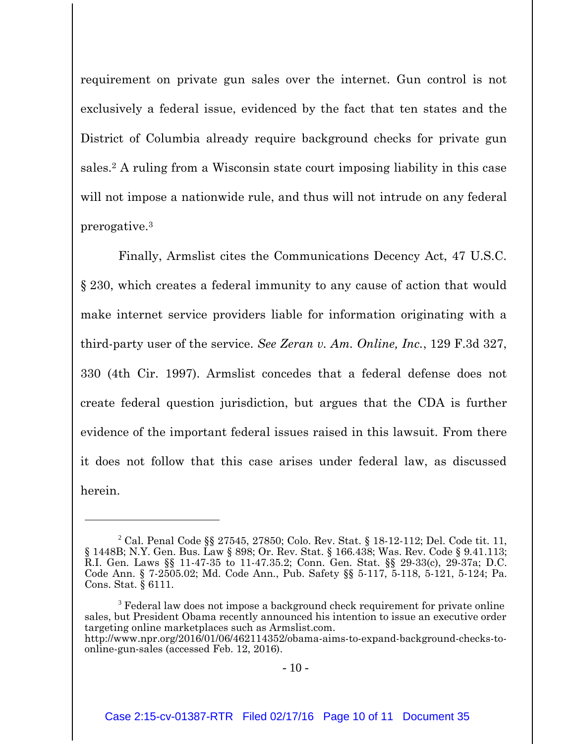requirement on private gun sales over the internet. Gun control is not exclusively a federal issue, evidenced by the fact that ten states and the District of Columbia already require background checks for private gun sales.[2] A ruling from a Wisconsin state court imposing liability in this case will not impose a nationwide rule, and thus will not intrude on any federal prerogative.[3]

Finally, Armslist cites the Communications Decency Act, 47 U.S.C. § 230, which creates a federal immunity to any cause of action that would make internet service providers liable for information originating with a third-party user of the service. *See Zeran v. Am. Online, Inc.*, 129 F.3d 327, 330 (4th Cir. 1997). Armslist concedes that a federal defense does not create federal question jurisdiction, but argues that the CDA is further evidence of the important federal issues raised in this lawsuit. From there it does not follow that this case arises under federal law, as discussed herein.

---

[2] Cal. Penal Code §§ 27545, 27850; Colo. Rev. Stat. § 18-12-112; Del. Code tit. 11, § 1448B; N.Y. Gen. Bus. Law § 898; Or. Rev. Stat. § 166.438; Was. Rev. Code § 9.41.113; R.I. Gen. Laws §§ 11-47-35 to 11-47.35.2; Conn. Gen. Stat. §§ 29-33(c), 29-37a; D.C. Code Ann. § 7-2505.02; Md. Code Ann., Pub. Safety §§ 5-117, 5-118, 5-121, 5-124; Pa. Cons. Stat. § 6111.

[3] Federal law does not impose a background check requirement for private online sales, but President Obama recently announced his intention to issue an executive order targeting online marketplaces such as Armslist.com. http://www.npr.org/2016/01/06/462114352/obama-aims-to-expand-background-checks-to-online-gun-sales (accessed Feb. 12, 2016).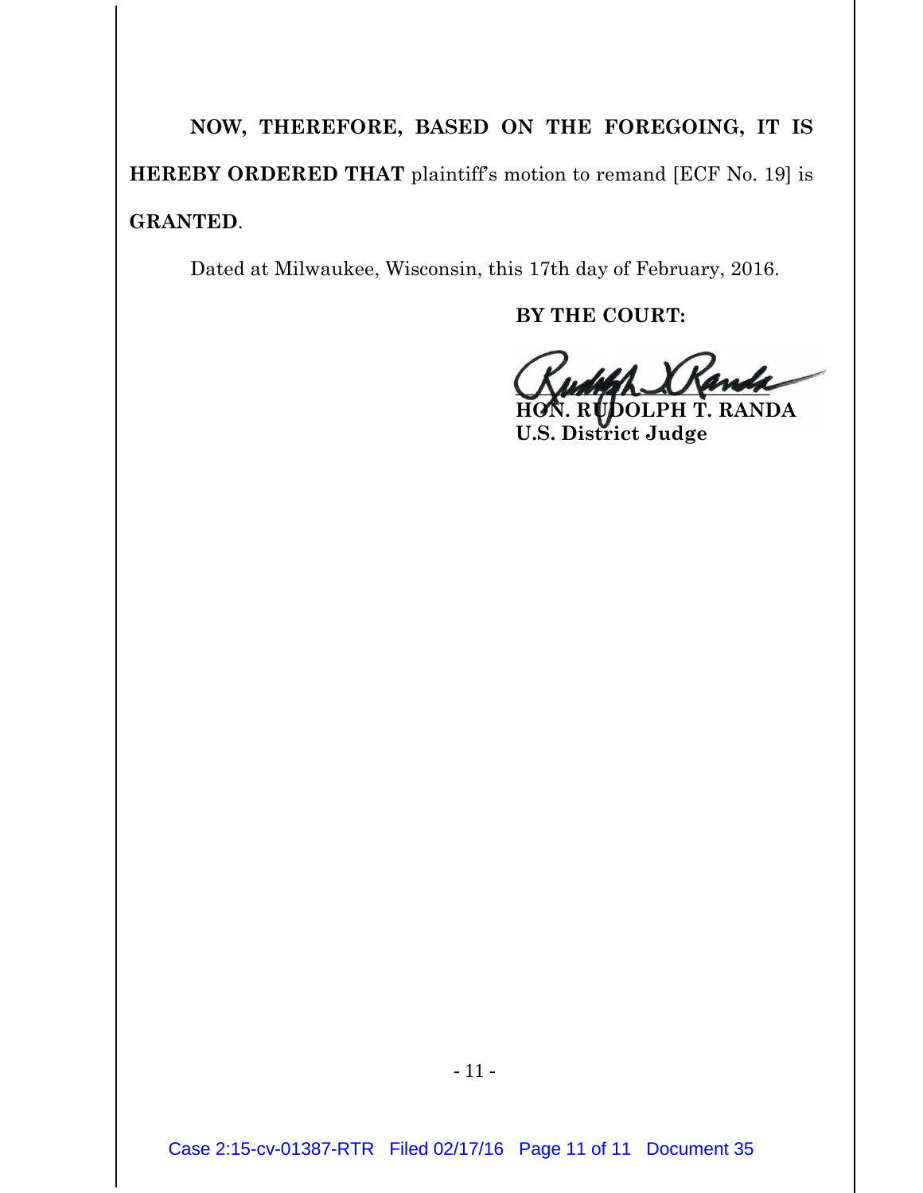**NOW, THEREFORE, BASED ON THE FOREGOING, IT IS HEREBY ORDERED THAT** plaintiff's motion to remand [ECF No. 19] is **GRANTED**.

Dated at Milwaukee, Wisconsin, this 17th day of February, 2016.

**BY THE COURT:**

**HON. RUDOLPH T. RANDA**
**U.S. District Judge**